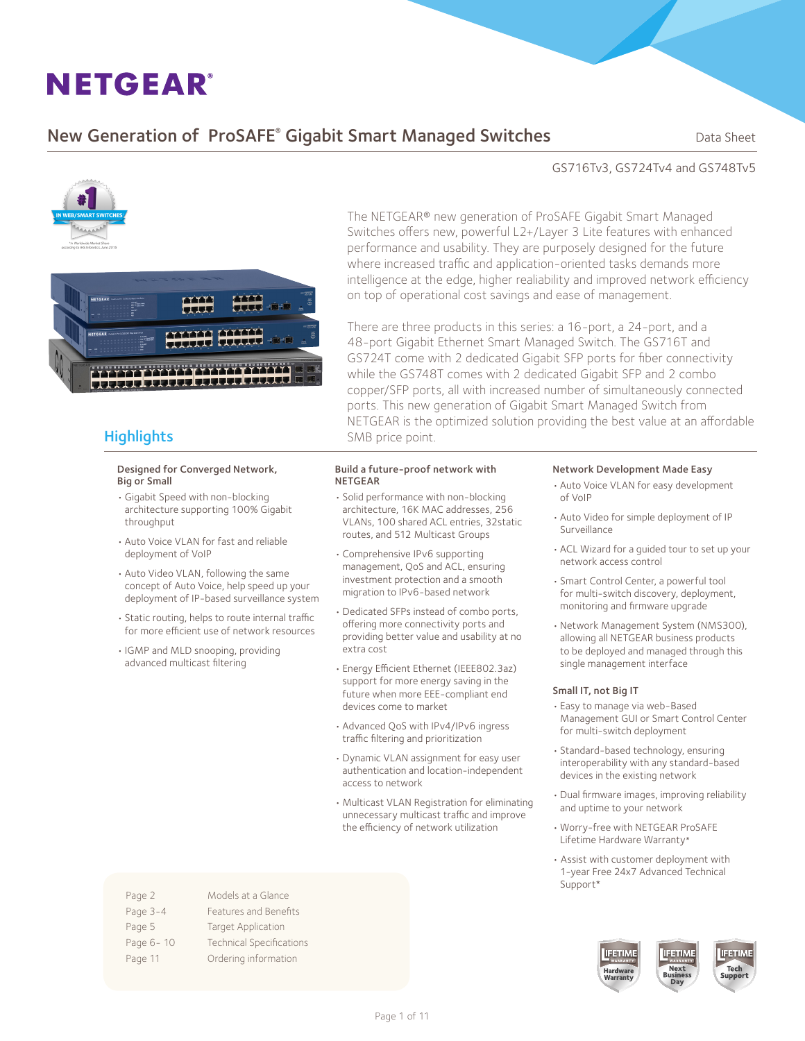# NETGEAR®

## New Generation of ProSAFE® Gigabit Smart Managed Switches

Data Sheet

GS716Tv3, GS724Tv4 and GS748Tv5

The NETGEAR® new generation of ProSAFE Gigabit Smart Managed Switches offers new, powerful L2+/Layer 3 Lite features with enhanced performance and usability. They are purposely designed for the future where increased traffic and application-oriented tasks demands more intelligence at the edge, higher realiability and improved network efficiency on top of operational cost savings and ease of management.

There are three products in this series: a 16-port, a 24-port, and a 48-port Gigabit Ethernet Smart Managed Switch. The GS716T and GS724T come with 2 dedicated Gigabit SFP ports for fiber connectivity while the GS748T comes with 2 dedicated Gigabit SFP and 2 combo copper/SFP ports, all with increased number of simultaneously connected ports. This new generation of Gigabit Smart Managed Switch from NETGEAR is the optimized solution providing the best value at an affordable SMB price point.

## Highlights

### Designed for Converged Network, Big or Small

- Gigabit Speed with non-blocking architecture supporting 100% Gigabit throughput
- Auto Voice VLAN for fast and reliable deployment of VoIP
- Auto Video VLAN, following the same concept of Auto Voice, help speed up your deployment of IP-based surveillance system
- Static routing, helps to route internal traffic for more efficient use of network resources
- IGMP and MLD snooping, providing advanced multicast filtering

### Build a future-proof network with NETGEAR

- Solid performance with non-blocking architecture, 16K MAC addresses, 256 VLANs, 100 shared ACL entries, 32static routes, and 512 Multicast Groups
- Comprehensive IPv6 supporting management, QoS and ACL, ensuring investment protection and a smooth migration to IPv6-based network
- Dedicated SFPs instead of combo ports, offering more connectivity ports and providing better value and usability at no extra cost
- Energy Efficient Ethernet (IEEE802.3az) support for more energy saving in the future when more EEE-compliant end devices come to market
- Advanced QoS with IPv4/IPv6 ingress traffic filtering and prioritization
- Dynamic VLAN assignment for easy user authentication and location-independent access to network
- Multicast VLAN Registration for eliminating unnecessary multicast traffic and improve the efficiency of network utilization

### Network Development Made Easy

- Auto Voice VLAN for easy development of VoIP
- Auto Video for simple deployment of IP Surveillance
- ACL Wizard for a guided tour to set up your network access control
- Smart Control Center, a powerful tool for multi-switch discovery, deployment, monitoring and firmware upgrade
- Network Management System (NMS300), allowing all NETGEAR business products to be deployed and managed through this single management interface

### Small IT, not Big IT

- Easy to manage via web-Based Management GUI or Smart Control Center for multi-switch deployment
- Standard-based technology, ensuring interoperability with any standard-based devices in the existing network
- Dual firmware images, improving reliability and uptime to your network
- Worry-free with NETGEAR ProSAFE Lifetime Hardware Warranty*
- Assist with customer deployment with 1-year Free 24x7 Advanced Technical Support*

| | |
|---|---|
| Page 2 | Models at a Glance |
| Page 3-4 | Features and Benefits |
| Page 5 | Target Application |
| Page 6- 10 | Technical Specifications |
| Page 11 | Ordering information |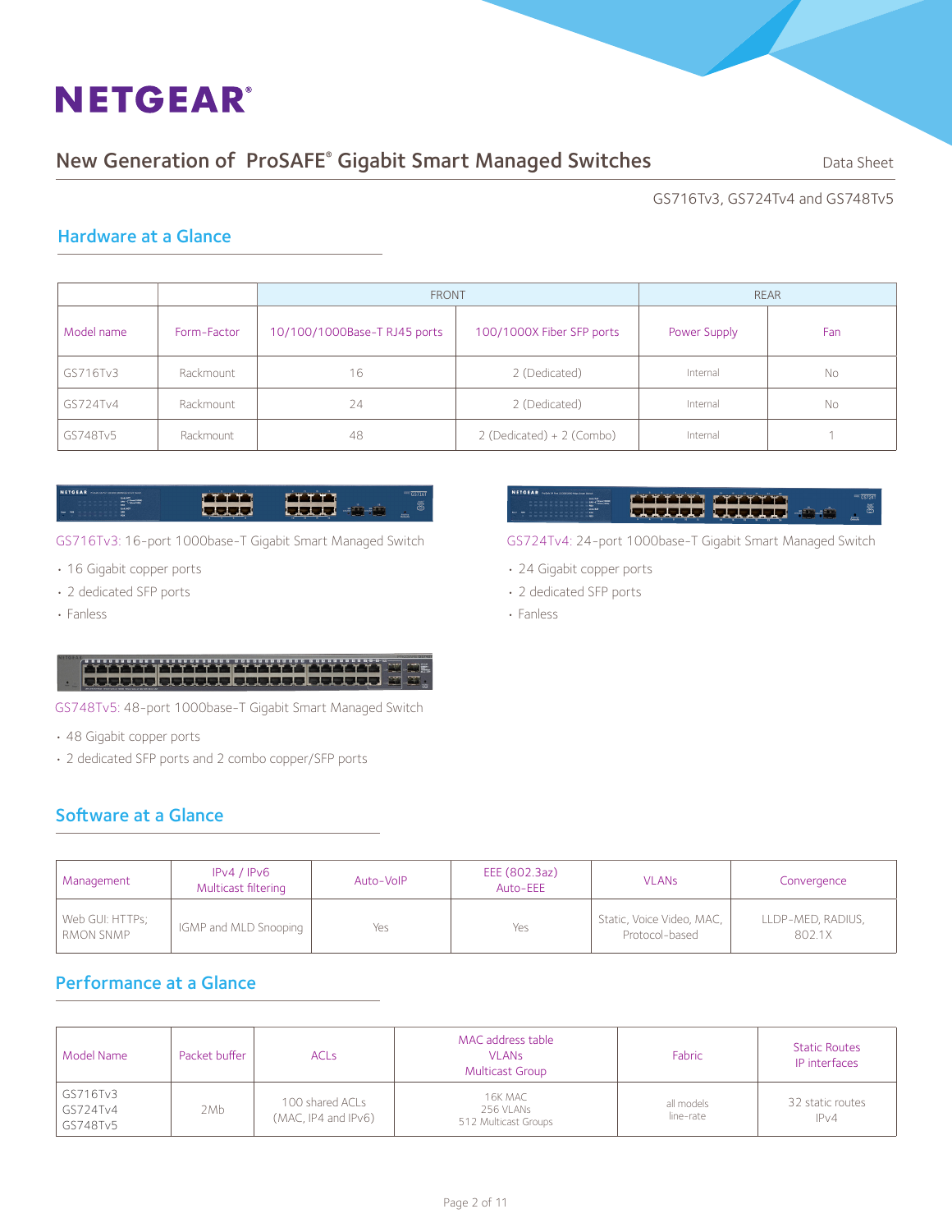# New Generation of ProSAFE® Gigabit Smart Managed Switches

Data Sheet

GS716Tv3, GS724Tv4 and GS748Tv5

## Hardware at a Glance

| | | FRONT | | REAR | |
|---|---|---|---|---|---|
| Model name | Form-Factor | 10/100/1000Base-T RJ45 ports | 100/1000X Fiber SFP ports | Power Supply | Fan |
| GS716Tv3 | Rackmount | 16 | 2 (Dedicated) | Internal | No |
| GS724Tv4 | Rackmount | 24 | 2 (Dedicated) | Internal | No |
| GS748Tv5 | Rackmount | 48 | 2 (Dedicated) + 2 (Combo) | Internal | 1 |

GS716Tv3: 16-port 1000base-T Gigabit Smart Managed Switch

- 16 Gigabit copper ports
- 2 dedicated SFP ports
- Fanless

GS724Tv4: 24-port 1000base-T Gigabit Smart Managed Switch

- 24 Gigabit copper ports
- 2 dedicated SFP ports
- Fanless

GS748Tv5: 48-port 1000base-T Gigabit Smart Managed Switch

- 48 Gigabit copper ports
- 2 dedicated SFP ports and 2 combo copper/SFP ports

## Software at a Glance

| Management | IPv4 / IPv6 Multicast filtering | Auto-VoIP | EEE (802.3az) Auto-EEE | VLANs | Convergence |
|---|---|---|---|---|---|
| Web GUI: HTTPs; RMON SNMP | IGMP and MLD Snooping | Yes | Yes | Static, Voice Video, MAC, Protocol-based | LLDP-MED, RADIUS, 802.1X |

## Performance at a Glance

| Model Name | Packet buffer | ACLs | MAC address table VLANs Multicast Group | Fabric | Static Routes IP interfaces |
|---|---|---|---|---|---|
| GS716Tv3 GS724Tv4 GS748Tv5 | 2Mb | 100 shared ACLs (MAC, IP4 and IPv6) | 16K MAC 256 VLANs 512 Multicast Groups | all models line-rate | 32 static routes IPv4 |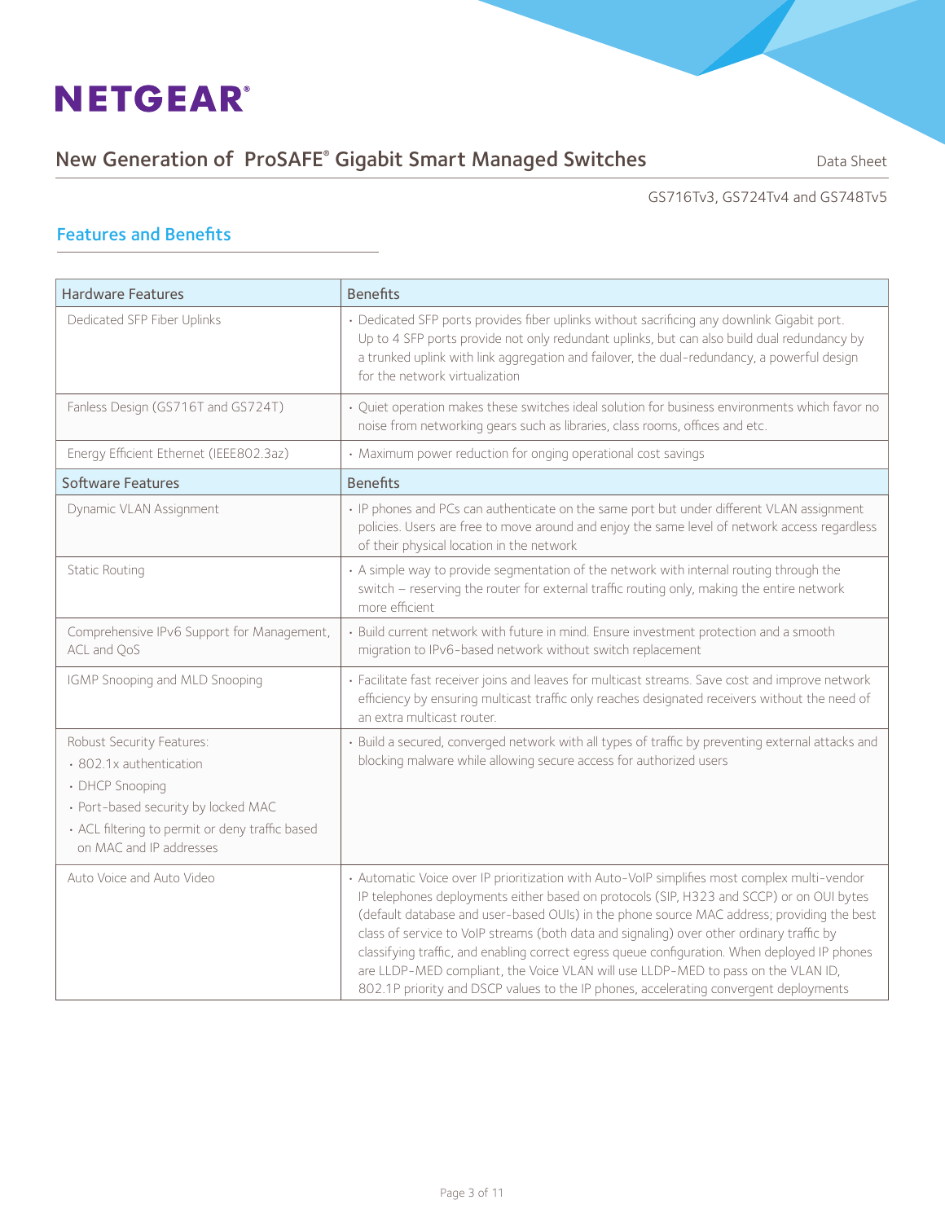## Features and Benefits

| Hardware Features | Benefits |
| --- | --- |
| Dedicated SFP Fiber Uplinks | • Dedicated SFP ports provides fiber uplinks without sacrificing any downlink Gigabit port. Up to 4 SFP ports provide not only redundant uplinks, but can also build dual redundancy by a trunked uplink with link aggregation and failover, the dual-redundancy, a powerful design for the network virtualization |
| Fanless Design (GS716T and GS724T) | • Quiet operation makes these switches ideal solution for business environments which favor no noise from networking gears such as libraries, class rooms, offices and etc. |
| Energy Efficient Ethernet (IEEE802.3az) | • Maximum power reduction for onging operational cost savings |
| **Software Features** | **Benefits** |
| Dynamic VLAN Assignment | • IP phones and PCs can authenticate on the same port but under different VLAN assignment policies. Users are free to move around and enjoy the same level of network access regardless of their physical location in the network |
| Static Routing | • A simple way to provide segmentation of the network with internal routing through the switch – reserving the router for external traffic routing only, making the entire network more efficient |
| Comprehensive IPv6 Support for Management, ACL and QoS | • Build current network with future in mind. Ensure investment protection and a smooth migration to IPv6-based network without switch replacement |
| IGMP Snooping and MLD Snooping | • Facilitate fast receiver joins and leaves for multicast streams. Save cost and improve network efficiency by ensuring multicast traffic only reaches designated receivers without the need of an extra multicast router. |
| Robust Security Features:<br>• 802.1x authentication<br>• DHCP Snooping<br>• Port-based security by locked MAC<br>• ACL filtering to permit or deny traffic based on MAC and IP addresses | • Build a secured, converged network with all types of traffic by preventing external attacks and blocking malware while allowing secure access for authorized users |
| Auto Voice and Auto Video | • Automatic Voice over IP prioritization with Auto-VoIP simplifies most complex multi-vendor IP telephones deployments either based on protocols (SIP, H323 and SCCP) or on OUI bytes (default database and user-based OUIs) in the phone source MAC address; providing the best class of service to VoIP streams (both data and signaling) over other ordinary traffic by classifying traffic, and enabling correct egress queue configuration. When deployed IP phones are LLDP-MED compliant, the Voice VLAN will use LLDP-MED to pass on the VLAN ID, 802.1P priority and DSCP values to the IP phones, accelerating convergent deployments |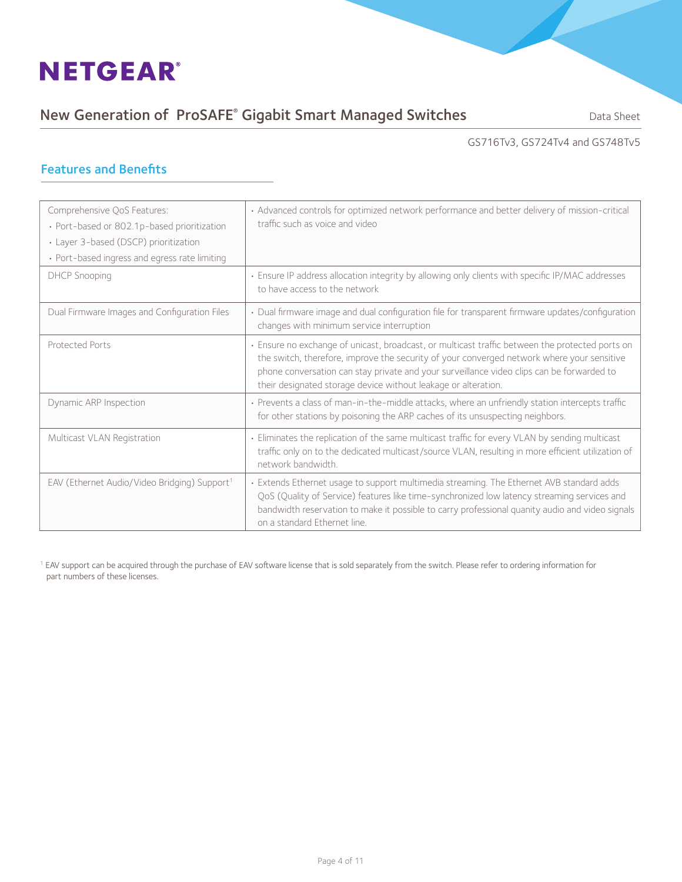## Features and Benefits

| | |
|---|---|
| Comprehensive QoS Features:<br>• Port-based or 802.1p-based prioritization<br>• Layer 3-based (DSCP) prioritization<br>• Port-based ingress and egress rate limiting | • Advanced controls for optimized network performance and better delivery of mission-critical traffic such as voice and video |
| DHCP Snooping | • Ensure IP address allocation integrity by allowing only clients with specific IP/MAC addresses to have access to the network |
| Dual Firmware Images and Configuration Files | • Dual firmware image and dual configuration file for transparent firmware updates/configuration changes with minimum service interruption |
| Protected Ports | • Ensure no exchange of unicast, broadcast, or multicast traffic between the protected ports on the switch, therefore, improve the security of your converged network where your sensitive phone conversation can stay private and your surveillance video clips can be forwarded to their designated storage device without leakage or alteration. |
| Dynamic ARP Inspection | • Prevents a class of man-in-the-middle attacks, where an unfriendly station intercepts traffic for other stations by poisoning the ARP caches of its unsuspecting neighbors. |
| Multicast VLAN Registration | • Eliminates the replication of the same multicast traffic for every VLAN by sending multicast traffic only on to the dedicated multicast/source VLAN, resulting in more efficient utilization of network bandwidth. |
| EAV (Ethernet Audio/Video Bridging) Support[1] | • Extends Ethernet usage to support multimedia streaming. The Ethernet AVB standard adds QoS (Quality of Service) features like time-synchronized low latency streaming services and bandwidth reservation to make it possible to carry professional quanity audio and video signals on a standard Ethernet line. |

[1] EAV support can be acquired through the purchase of EAV software license that is sold separately from the switch. Please refer to ordering information for part numbers of these licenses.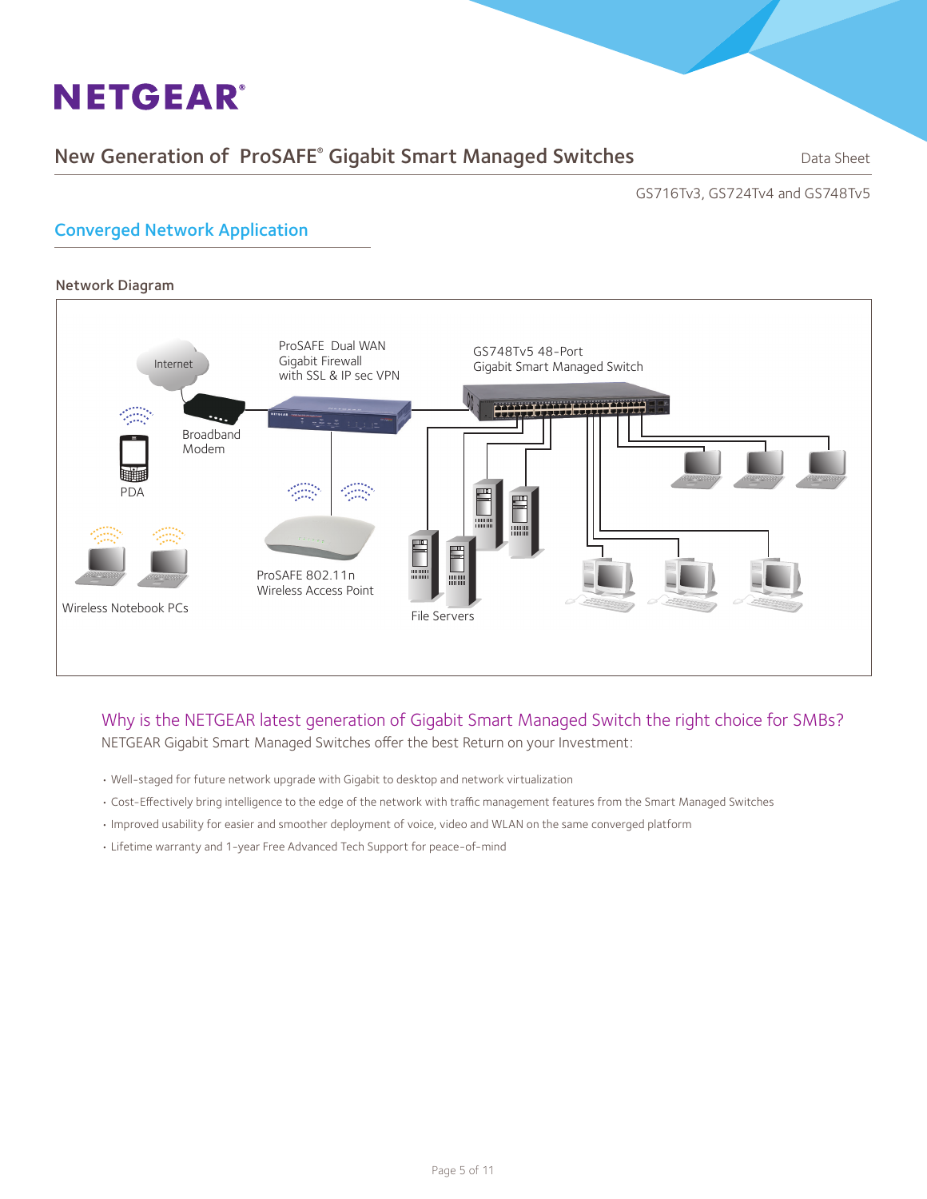## Converged Network Application

### Network Diagram

Internet

ProSAFE Dual WAN Gigabit Firewall with SSL & IP sec VPN

GS748Tv5 48-Port Gigabit Smart Managed Switch

Broadband Modem

PDA

ProSAFE 802.11n Wireless Access Point

Wireless Notebook PCs

File Servers

### Why is the NETGEAR latest generation of Gigabit Smart Managed Switch the right choice for SMBs?

NETGEAR Gigabit Smart Managed Switches offer the best Return on your Investment:

- Well-staged for future network upgrade with Gigabit to desktop and network virtualization
- Cost-Effectively bring intelligence to the edge of the network with traffic management features from the Smart Managed Switches
- Improved usability for easier and smoother deployment of voice, video and WLAN on the same converged platform
- Lifetime warranty and 1-year Free Advanced Tech Support for peace-of-mind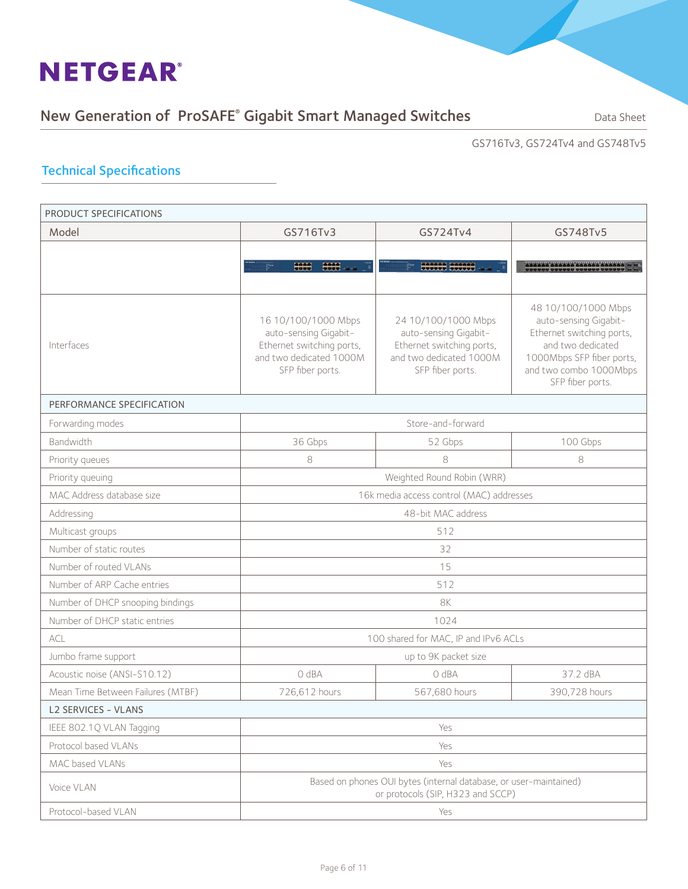## Technical Specifications

| PRODUCT SPECIFICATIONS | | | |
|---|---|---|---|
| Model | GS716Tv3 | GS724Tv4 | GS748Tv5 |
| Interfaces | 16 10/100/1000 Mbps auto-sensing Gigabit-Ethernet switching ports, and two dedicated 1000M SFP fiber ports. | 24 10/100/1000 Mbps auto-sensing Gigabit-Ethernet switching ports, and two dedicated 1000M SFP fiber ports. | 48 10/100/1000 Mbps auto-sensing Gigabit-Ethernet switching ports, and two dedicated 1000Mbps SFP fiber ports, and two combo 1000Mbps SFP fiber ports. |
| PERFORMANCE SPECIFICATION | | | |
| Forwarding modes | Store-and-forward | | |
| Bandwidth | 36 Gbps | 52 Gbps | 100 Gbps |
| Priority queues | 8 | 8 | 8 |
| Priority queuing | Weighted Round Robin (WRR) | | |
| MAC Address database size | 16k media access control (MAC) addresses | | |
| Addressing | 48-bit MAC address | | |
| Multicast groups | 512 | | |
| Number of static routes | 32 | | |
| Number of routed VLANs | 15 | | |
| Number of ARP Cache entries | 512 | | |
| Number of DHCP snooping bindings | 8K | | |
| Number of DHCP static entries | 1024 | | |
| ACL | 100 shared for MAC, IP and IPv6 ACLs | | |
| Jumbo frame support | up to 9K packet size | | |
| Acoustic noise (ANSI-S10.12) | 0 dBA | 0 dBA | 37.2 dBA |
| Mean Time Between Failures (MTBF) | 726,612 hours | 567,680 hours | 390,728 hours |
| L2 SERVICES - VLANS | | | |
| IEEE 802.1Q VLAN Tagging | Yes | | |
| Protocol based VLANs | Yes | | |
| MAC based VLANs | Yes | | |
| Voice VLAN | Based on phones OUI bytes (internal database, or user-maintained) or protocols (SIP, H323 and SCCP) | | |
| Protocol-based VLAN | Yes | | |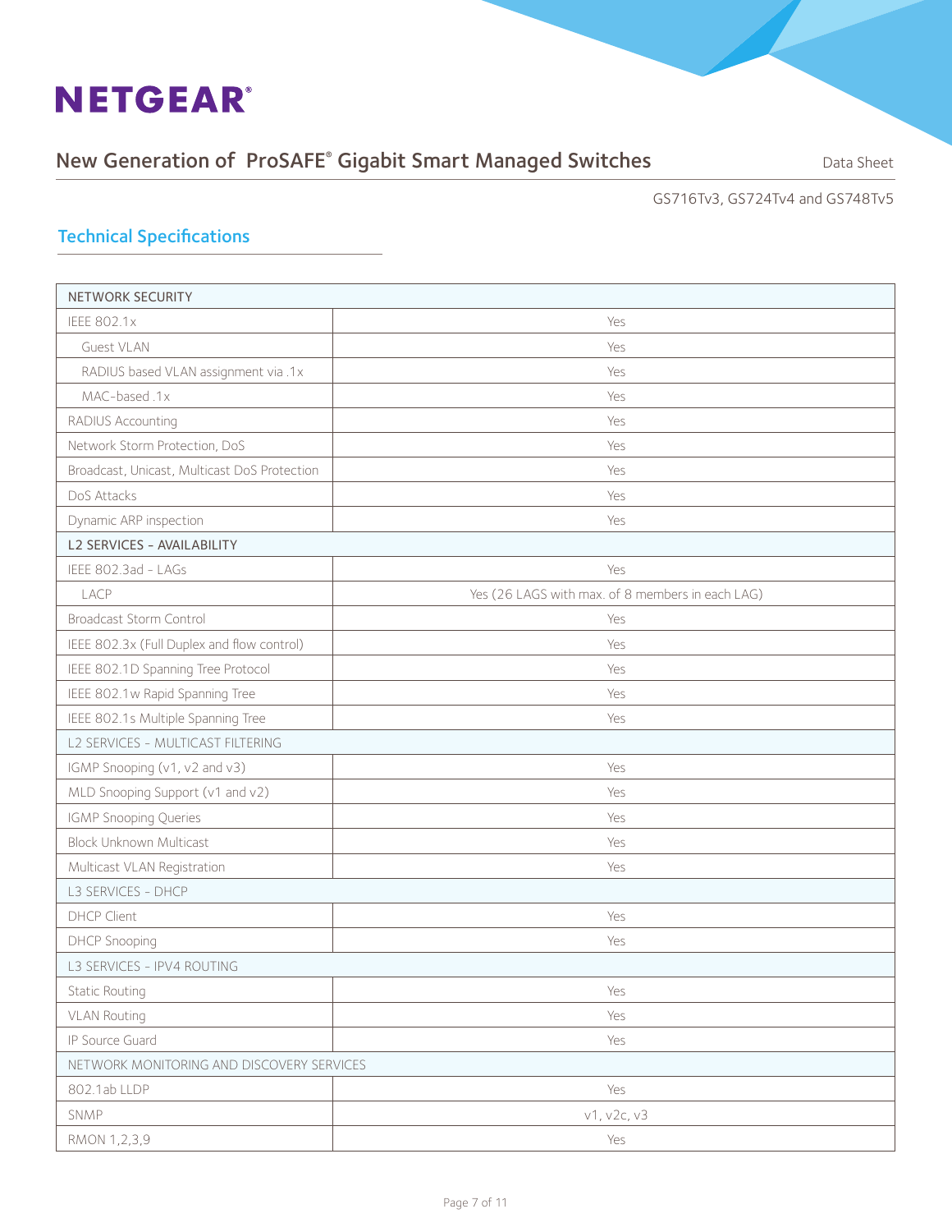## Technical Specifications

| NETWORK SECURITY | |
|---|---|
| IEEE 802.1x | Yes |
| Guest VLAN | Yes |
| RADIUS based VLAN assignment via .1x | Yes |
| MAC-based .1x | Yes |
| RADIUS Accounting | Yes |
| Network Storm Protection, DoS | Yes |
| Broadcast, Unicast, Multicast DoS Protection | Yes |
| DoS Attacks | Yes |
| Dynamic ARP inspection | Yes |
| L2 SERVICES - AVAILABILITY | |
| IEEE 802.3ad - LAGs | Yes |
| LACP | Yes (26 LAGS with max. of 8 members in each LAG) |
| Broadcast Storm Control | Yes |
| IEEE 802.3x (Full Duplex and flow control) | Yes |
| IEEE 802.1D Spanning Tree Protocol | Yes |
| IEEE 802.1w Rapid Spanning Tree | Yes |
| IEEE 802.1s Multiple Spanning Tree | Yes |
| L2 SERVICES - MULTICAST FILTERING | |
| IGMP Snooping (v1, v2 and v3) | Yes |
| MLD Snooping Support (v1 and v2) | Yes |
| IGMP Snooping Queries | Yes |
| Block Unknown Multicast | Yes |
| Multicast VLAN Registration | Yes |
| L3 SERVICES - DHCP | |
| DHCP Client | Yes |
| DHCP Snooping | Yes |
| L3 SERVICES - IPV4 ROUTING | |
| Static Routing | Yes |
| VLAN Routing | Yes |
| IP Source Guard | Yes |
| NETWORK MONITORING AND DISCOVERY SERVICES | |
| 802.1ab LLDP | Yes |
| SNMP | v1, v2c, v3 |
| RMON 1,2,3,9 | Yes |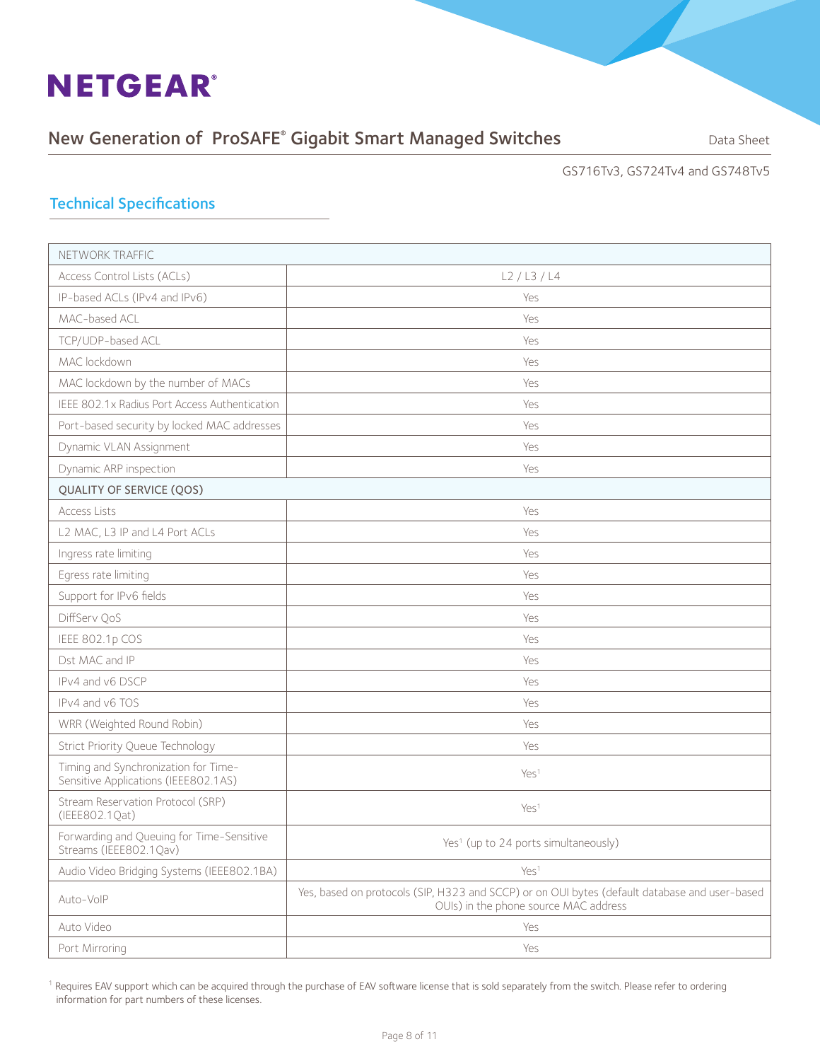## Technical Specifications

| NETWORK TRAFFIC | |
|---|---|
| Access Control Lists (ACLs) | L2 / L3 / L4 |
| IP-based ACLs (IPv4 and IPv6) | Yes |
| MAC-based ACL | Yes |
| TCP/UDP-based ACL | Yes |
| MAC lockdown | Yes |
| MAC lockdown by the number of MACs | Yes |
| IEEE 802.1x Radius Port Access Authentication | Yes |
| Port-based security by locked MAC addresses | Yes |
| Dynamic VLAN Assignment | Yes |
| Dynamic ARP inspection | Yes |
| **QUALITY OF SERVICE (QOS)** | |
| Access Lists | Yes |
| L2 MAC, L3 IP and L4 Port ACLs | Yes |
| Ingress rate limiting | Yes |
| Egress rate limiting | Yes |
| Support for IPv6 fields | Yes |
| DiffServ QoS | Yes |
| IEEE 802.1p COS | Yes |
| Dst MAC and IP | Yes |
| IPv4 and v6 DSCP | Yes |
| IPv4 and v6 TOS | Yes |
| WRR (Weighted Round Robin) | Yes |
| Strict Priority Queue Technology | Yes |
| Timing and Synchronization for Time-Sensitive Applications (IEEE802.1AS) | Yes[1] |
| Stream Reservation Protocol (SRP) (IEEE802.1Qat) | Yes[1] |
| Forwarding and Queuing for Time-Sensitive Streams (IEEE802.1Qav) | Yes[1] (up to 24 ports simultaneously) |
| Audio Video Bridging Systems (IEEE802.1BA) | Yes[1] |
| Auto-VoIP | Yes, based on protocols (SIP, H323 and SCCP) or on OUI bytes (default database and user-based OUIs) in the phone source MAC address |
| Auto Video | Yes |
| Port Mirroring | Yes |

[1] Requires EAV support which can be acquired through the purchase of EAV software license that is sold separately from the switch. Please refer to ordering information for part numbers of these licenses.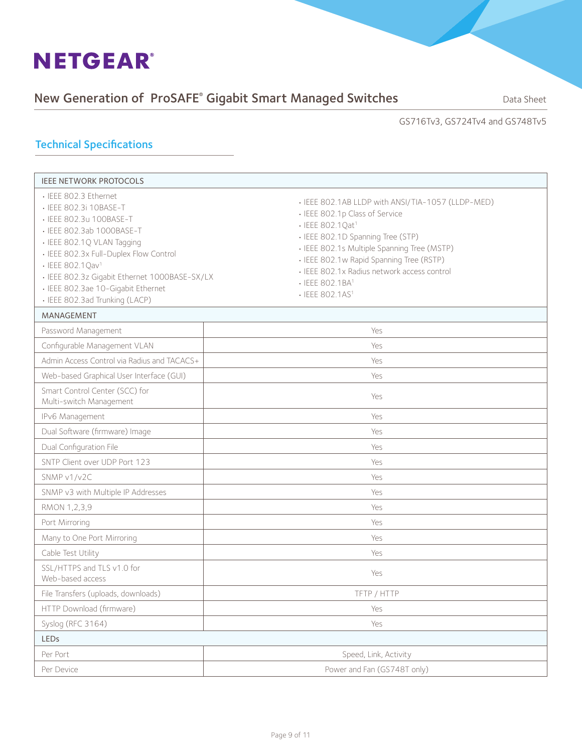## Technical Specifications

| IEEE NETWORK PROTOCOLS | |
|---|---|
| • IEEE 802.3 Ethernet<br>• IEEE 802.3i 10BASE-T<br>• IEEE 802.3u 100BASE-T<br>• IEEE 802.3ab 1000BASE-T<br>• IEEE 802.1Q VLAN Tagging<br>• IEEE 802.3x Full-Duplex Flow Control<br>• IEEE 802.1Qav[1]<br>• IEEE 802.3z Gigabit Ethernet 1000BASE-SX/LX<br>• IEEE 802.3ae 10-Gigabit Ethernet<br>• IEEE 802.3ad Trunking (LACP) | • IEEE 802.1AB LLDP with ANSI/TIA-1057 (LLDP-MED)<br>• IEEE 802.1p Class of Service<br>• IEEE 802.1Qat[1]<br>• IEEE 802.1D Spanning Tree (STP)<br>• IEEE 802.1s Multiple Spanning Tree (MSTP)<br>• IEEE 802.1w Rapid Spanning Tree (RSTP)<br>• IEEE 802.1x Radius network access control<br>• IEEE 802.1BA[1]<br>• IEEE 802.1AS[1] |
| **MANAGEMENT** | |
| Password Management | Yes |
| Configurable Management VLAN | Yes |
| Admin Access Control via Radius and TACACS+ | Yes |
| Web-based Graphical User Interface (GUI) | Yes |
| Smart Control Center (SCC) for Multi-switch Management | Yes |
| IPv6 Management | Yes |
| Dual Software (firmware) Image | Yes |
| Dual Configuration File | Yes |
| SNTP Client over UDP Port 123 | Yes |
| SNMP v1/v2C | Yes |
| SNMP v3 with Multiple IP Addresses | Yes |
| RMON 1,2,3,9 | Yes |
| Port Mirroring | Yes |
| Many to One Port Mirroring | Yes |
| Cable Test Utility | Yes |
| SSL/HTTPS and TLS v1.0 for Web-based access | Yes |
| File Transfers (uploads, downloads) | TFTP / HTTP |
| HTTP Download (firmware) | Yes |
| Syslog (RFC 3164) | Yes |
| **LEDs** | |
| Per Port | Speed, Link, Activity |
| Per Device | Power and Fan (GS748T only) |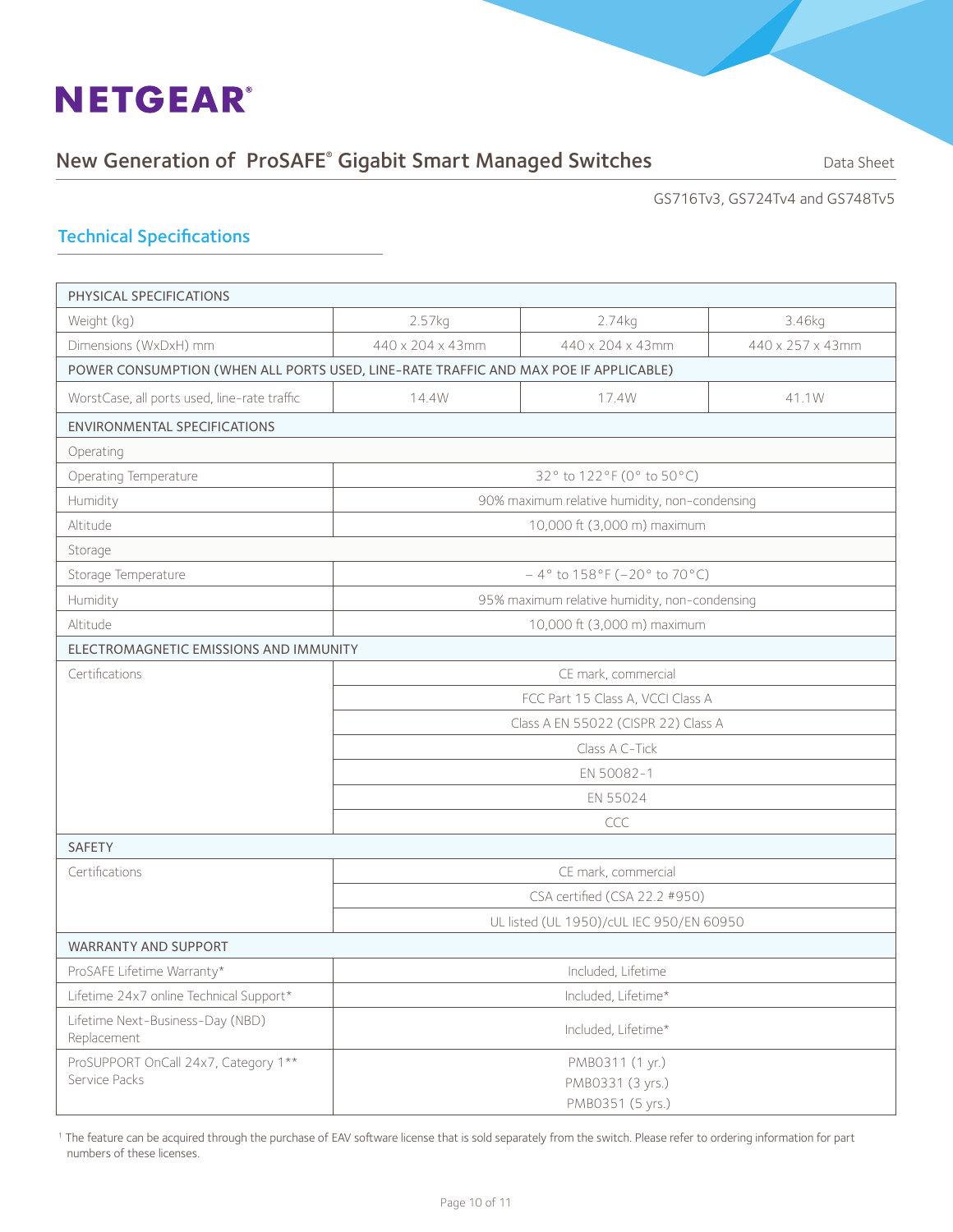## Technical Specifications

| PHYSICAL SPECIFICATIONS | | | |
|---|---|---|---|
| Weight (kg) | 2.57kg | 2.74kg | 3.46kg |
| Dimensions (WxDxH) mm | 440 x 204 x 43mm | 440 x 204 x 43mm | 440 x 257 x 43mm |
| POWER CONSUMPTION (WHEN ALL PORTS USED, LINE-RATE TRAFFIC AND MAX POE IF APPLICABLE) | | | |
| WorstCase, all ports used, line-rate traffic | 14.4W | 17.4W | 41.1W |
| ENVIRONMENTAL SPECIFICATIONS | | | |
| Operating | | | |
| Operating Temperature | 32° to 122°F (0° to 50°C) | | |
| Humidity | 90% maximum relative humidity, non-condensing | | |
| Altitude | 10,000 ft (3,000 m) maximum | | |
| Storage | | | |
| Storage Temperature | – 4° to 158°F (–20° to 70°C) | | |
| Humidity | 95% maximum relative humidity, non-condensing | | |
| Altitude | 10,000 ft (3,000 m) maximum | | |
| ELECTROMAGNETIC EMISSIONS AND IMMUNITY | | | |
| Certifications | CE mark, commercial | | |
| | FCC Part 15 Class A, VCCI Class A | | |
| | Class A EN 55022 (CISPR 22) Class A | | |
| | Class A C-Tick | | |
| | EN 50082-1 | | |
| | EN 55024 | | |
| | CCC | | |
| SAFETY | | | |
| Certifications | CE mark, commercial | | |
| | CSA certified (CSA 22.2 #950) | | |
| | UL listed (UL 1950)/cUL IEC 950/EN 60950 | | |
| WARRANTY AND SUPPORT | | | |
| ProSAFE Lifetime Warranty* | Included, Lifetime | | |
| Lifetime 24x7 online Technical Support* | Included, Lifetime* | | |
| Lifetime Next-Business-Day (NBD) Replacement | Included, Lifetime* | | |
| ProSUPPORT OnCall 24x7, Category 1** Service Packs | PMB0311 (1 yr.) PMB0331 (3 yrs.) PMB0351 (5 yrs.) | | |

[1] The feature can be acquired through the purchase of EAV software license that is sold separately from the switch. Please refer to ordering information for part numbers of these licenses.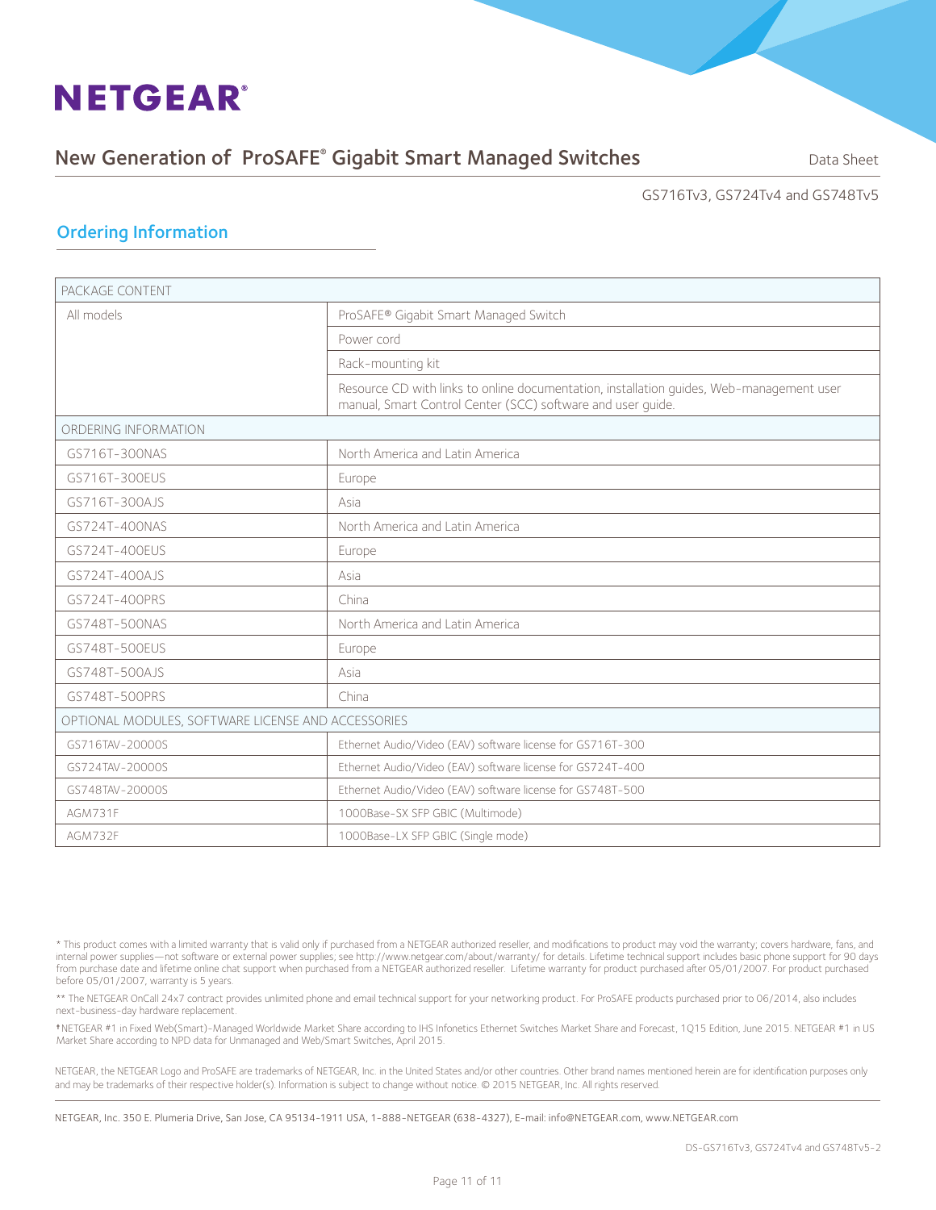# NETGEAR®

## New Generation of ProSAFE® Gigabit Smart Managed Switches

Data Sheet

GS716Tv3, GS724Tv4 and GS748Tv5

### Ordering Information

| | |
|---|---|
| PACKAGE CONTENT | |
| All models | ProSAFE® Gigabit Smart Managed Switch |
| | Power cord |
| | Rack-mounting kit |
| | Resource CD with links to online documentation, installation guides, Web-management user manual, Smart Control Center (SCC) software and user guide. |
| ORDERING INFORMATION | |
| GS716T-300NAS | North America and Latin America |
| GS716T-300EUS | Europe |
| GS716T-300AJS | Asia |
| GS724T-400NAS | North America and Latin America |
| GS724T-400EUS | Europe |
| GS724T-400AJS | Asia |
| GS724T-400PRS | China |
| GS748T-500NAS | North America and Latin America |
| GS748T-500EUS | Europe |
| GS748T-500AJS | Asia |
| GS748T-500PRS | China |
| OPTIONAL MODULES, SOFTWARE LICENSE AND ACCESSORIES | |
| GS716TAV-20000S | Ethernet Audio/Video (EAV) software license for GS716T-300 |
| GS724TAV-20000S | Ethernet Audio/Video (EAV) software license for GS724T-400 |
| GS748TAV-20000S | Ethernet Audio/Video (EAV) software license for GS748T-500 |
| AGM731F | 1000Base-SX SFP GBIC (Multimode) |
| AGM732F | 1000Base-LX SFP GBIC (Single mode) |

* This product comes with a limited warranty that is valid only if purchased from a NETGEAR authorized reseller, and modifications to product may void the warranty; covers hardware, fans, and internal power supplies—not software or external power supplies; see http://www.netgear.com/about/warranty/ for details. Lifetime technical support includes basic phone support for 90 days from purchase date and lifetime online chat support when purchased from a NETGEAR authorized reseller. Lifetime warranty for product purchased after 05/01/2007. For product purchased before 05/01/2007, warranty is 5 years.

** The NETGEAR OnCall 24x7 contract provides unlimited phone and email technical support for your networking product. For ProSAFE products purchased prior to 06/2014, also includes next-business-day hardware replacement.

†NETGEAR #1 in Fixed Web(Smart)-Managed Worldwide Market Share according to IHS Infonetics Ethernet Switches Market Share and Forecast, 1Q15 Edition, June 2015. NETGEAR #1 in US Market Share according to NPD data for Unmanaged and Web/Smart Switches, April 2015.

NETGEAR, the NETGEAR Logo and ProSAFE are trademarks of NETGEAR, Inc. in the United States and/or other countries. Other brand names mentioned herein are for identification purposes only and may be trademarks of their respective holder(s). Information is subject to change without notice. © 2015 NETGEAR, Inc. All rights reserved.

NETGEAR, Inc. 350 E. Plumeria Drive, San Jose, CA 95134-1911 USA, 1-888-NETGEAR (638-4327), E-mail: info@NETGEAR.com, www.NETGEAR.com

DS-GS716Tv3, GS724Tv4 and GS748Tv5-2